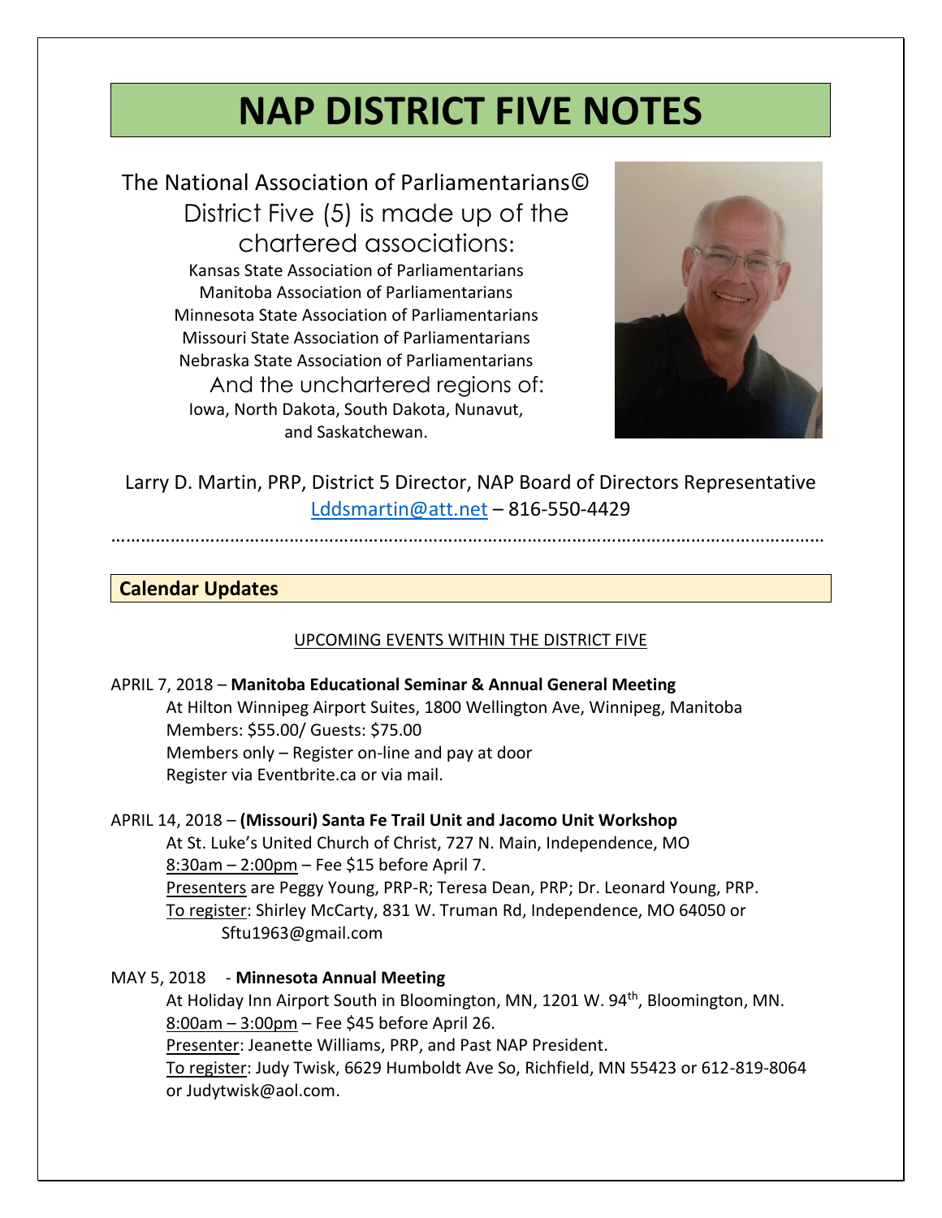# NAP DISTRICT FIVE NOTES

The National Association of Parliamentarians©
District Five (5) is made up of the chartered associations:

Kansas State Association of Parliamentarians
Manitoba Association of Parliamentarians
Minnesota State Association of Parliamentarians
Missouri State Association of Parliamentarians
Nebraska State Association of Parliamentarians

And the unchartered regions of:
Iowa, North Dakota, South Dakota, Nunavut, and Saskatchewan.

Larry D. Martin, PRP, District 5 Director, NAP Board of Directors Representative
Lddsmartin@att.net – 816-550-4429

---

## Calendar Updates

UPCOMING EVENTS WITHIN THE DISTRICT FIVE

APRIL 7, 2018 – **Manitoba Educational Seminar & Annual General Meeting**
At Hilton Winnipeg Airport Suites, 1800 Wellington Ave, Winnipeg, Manitoba
Members: $55.00/ Guests: $75.00
Members only – Register on-line and pay at door
Register via Eventbrite.ca or via mail.

APRIL 14, 2018 – **(Missouri) Santa Fe Trail Unit and Jacomo Unit Workshop**
At St. Luke's United Church of Christ, 727 N. Main, Independence, MO
8:30am – 2:00pm – Fee $15 before April 7.
Presenters are Peggy Young, PRP-R; Teresa Dean, PRP; Dr. Leonard Young, PRP.
To register: Shirley McCarty, 831 W. Truman Rd, Independence, MO 64050 or Sftu1963@gmail.com

MAY 5, 2018 - **Minnesota Annual Meeting**
At Holiday Inn Airport South in Bloomington, MN, 1201 W. 94th, Bloomington, MN.
8:00am – 3:00pm – Fee $45 before April 26.
Presenter: Jeanette Williams, PRP, and Past NAP President.
To register: Judy Twisk, 6629 Humboldt Ave So, Richfield, MN 55423 or 612-819-8064 or Judytwisk@aol.com.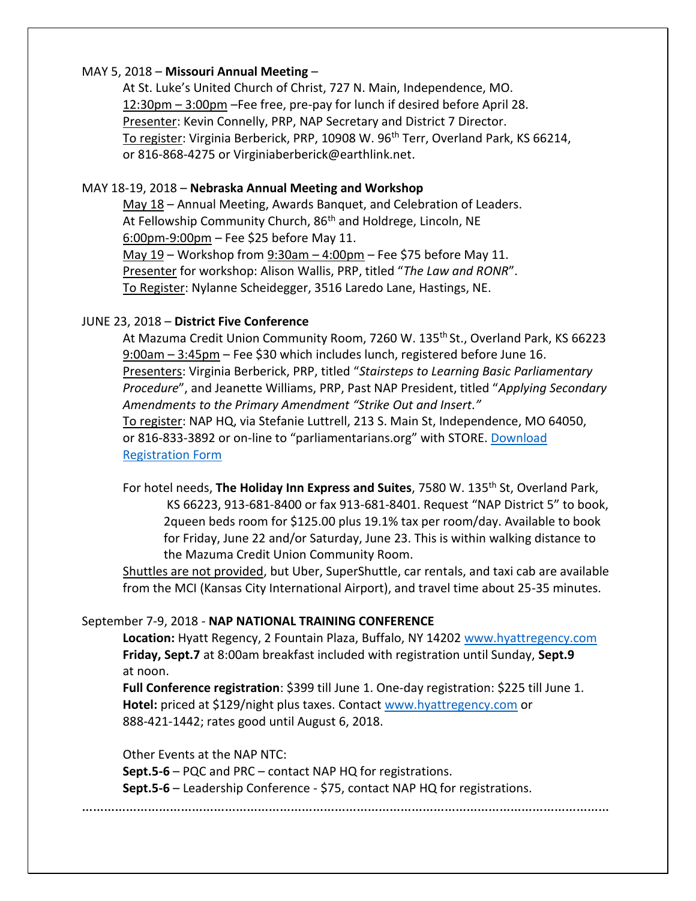MAY 5, 2018 – **Missouri Annual Meeting** –

At St. Luke's United Church of Christ, 727 N. Main, Independence, MO.
12:30pm – 3:00pm –Fee free, pre-pay for lunch if desired before April 28.
Presenter: Kevin Connelly, PRP, NAP Secretary and District 7 Director.
To register: Virginia Berberick, PRP, 10908 W. 96th Terr, Overland Park, KS 66214, or 816-868-4275 or Virginiaberberick@earthlink.net.

MAY 18-19, 2018 – **Nebraska Annual Meeting and Workshop**

May 18 – Annual Meeting, Awards Banquet, and Celebration of Leaders.
At Fellowship Community Church, 86th and Holdrege, Lincoln, NE
6:00pm-9:00pm – Fee $25 before May 11.
May 19 – Workshop from 9:30am – 4:00pm – Fee $75 before May 11.
Presenter for workshop: Alison Wallis, PRP, titled "*The Law and RONR*".
To Register: Nylanne Scheidegger, 3516 Laredo Lane, Hastings, NE.

JUNE 23, 2018 – **District Five Conference**

At Mazuma Credit Union Community Room, 7260 W. 135th St., Overland Park, KS 66223
9:00am – 3:45pm – Fee $30 which includes lunch, registered before June 16.
Presenters: Virginia Berberick, PRP, titled "*Stairsteps to Learning Basic Parliamentary Procedure*", and Jeanette Williams, PRP, Past NAP President, titled "*Applying Secondary Amendments to the Primary Amendment "Strike Out and Insert."*
To register: NAP HQ, via Stefanie Luttrell, 213 S. Main St, Independence, MO 64050, or 816-833-3892 or on-line to "parliamentarians.org" with STORE. Download Registration Form

For hotel needs, **The Holiday Inn Express and Suites**, 7580 W. 135th St, Overland Park, KS 66223, 913-681-8400 or fax 913-681-8401. Request "NAP District 5" to book, 2queen beds room for $125.00 plus 19.1% tax per room/day. Available to book for Friday, June 22 and/or Saturday, June 23. This is within walking distance to the Mazuma Credit Union Community Room.

Shuttles are not provided, but Uber, SuperShuttle, car rentals, and taxi cab are available from the MCI (Kansas City International Airport), and travel time about 25-35 minutes.

September 7-9, 2018 - **NAP NATIONAL TRAINING CONFERENCE**

**Location:** Hyatt Regency, 2 Fountain Plaza, Buffalo, NY 14202 www.hyattregency.com
**Friday, Sept.7** at 8:00am breakfast included with registration until Sunday, **Sept.9** at noon.
**Full Conference registration**: $399 till June 1. One-day registration: $225 till June 1.
**Hotel:** priced at $129/night plus taxes. Contact www.hyattregency.com or 888-421-1442; rates good until August 6, 2018.

Other Events at the NAP NTC:
**Sept.5-6** – PQC and PRC – contact NAP HQ for registrations.
**Sept.5-6** – Leadership Conference - $75, contact NAP HQ for registrations.

..........................................................................................................................................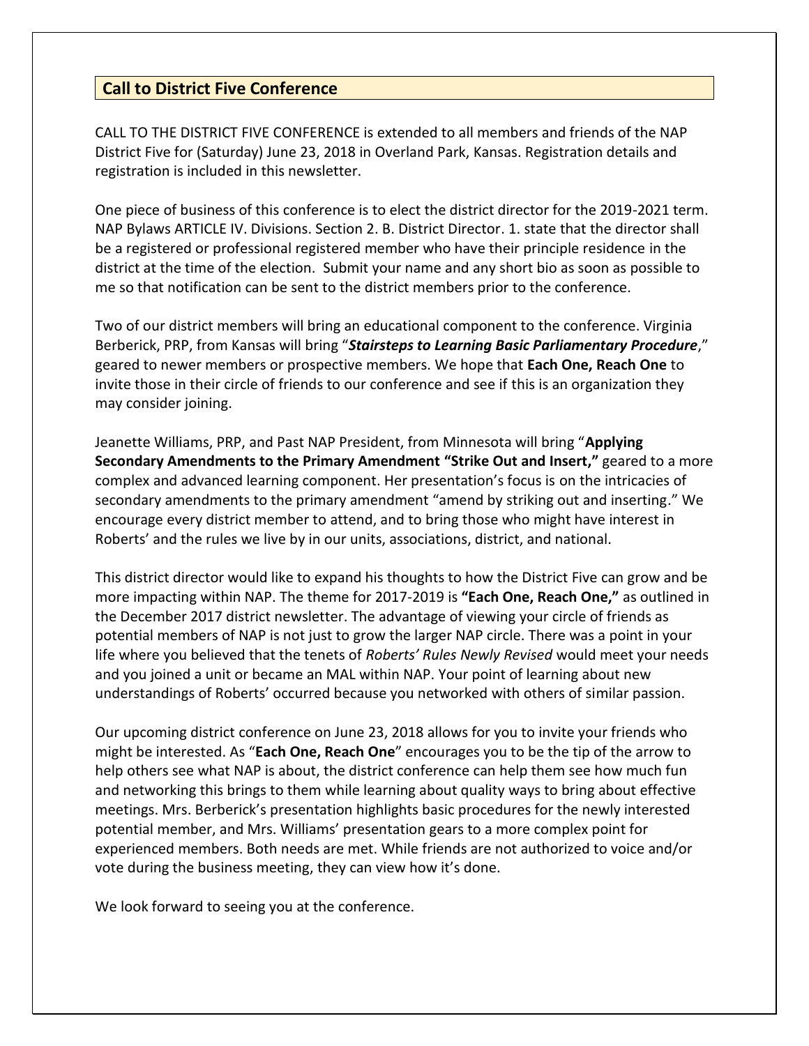## Call to District Five Conference

CALL TO THE DISTRICT FIVE CONFERENCE is extended to all members and friends of the NAP District Five for (Saturday) June 23, 2018 in Overland Park, Kansas. Registration details and registration is included in this newsletter.

One piece of business of this conference is to elect the district director for the 2019-2021 term. NAP Bylaws ARTICLE IV. Divisions. Section 2. B. District Director. 1. state that the director shall be a registered or professional registered member who have their principle residence in the district at the time of the election. Submit your name and any short bio as soon as possible to me so that notification can be sent to the district members prior to the conference.

Two of our district members will bring an educational component to the conference. Virginia Berberick, PRP, from Kansas will bring "***Stairsteps to Learning Basic Parliamentary Procedure***," geared to newer members or prospective members. We hope that **Each One, Reach One** to invite those in their circle of friends to our conference and see if this is an organization they may consider joining.

Jeanette Williams, PRP, and Past NAP President, from Minnesota will bring "**Applying Secondary Amendments to the Primary Amendment "Strike Out and Insert,"** geared to a more complex and advanced learning component. Her presentation's focus is on the intricacies of secondary amendments to the primary amendment "amend by striking out and inserting." We encourage every district member to attend, and to bring those who might have interest in Roberts' and the rules we live by in our units, associations, district, and national.

This district director would like to expand his thoughts to how the District Five can grow and be more impacting within NAP. The theme for 2017-2019 is **"Each One, Reach One,"** as outlined in the December 2017 district newsletter. The advantage of viewing your circle of friends as potential members of NAP is not just to grow the larger NAP circle. There was a point in your life where you believed that the tenets of *Roberts' Rules Newly Revised* would meet your needs and you joined a unit or became an MAL within NAP. Your point of learning about new understandings of Roberts' occurred because you networked with others of similar passion.

Our upcoming district conference on June 23, 2018 allows for you to invite your friends who might be interested. As "**Each One, Reach One**" encourages you to be the tip of the arrow to help others see what NAP is about, the district conference can help them see how much fun and networking this brings to them while learning about quality ways to bring about effective meetings. Mrs. Berberick's presentation highlights basic procedures for the newly interested potential member, and Mrs. Williams' presentation gears to a more complex point for experienced members. Both needs are met. While friends are not authorized to voice and/or vote during the business meeting, they can view how it's done.

We look forward to seeing you at the conference.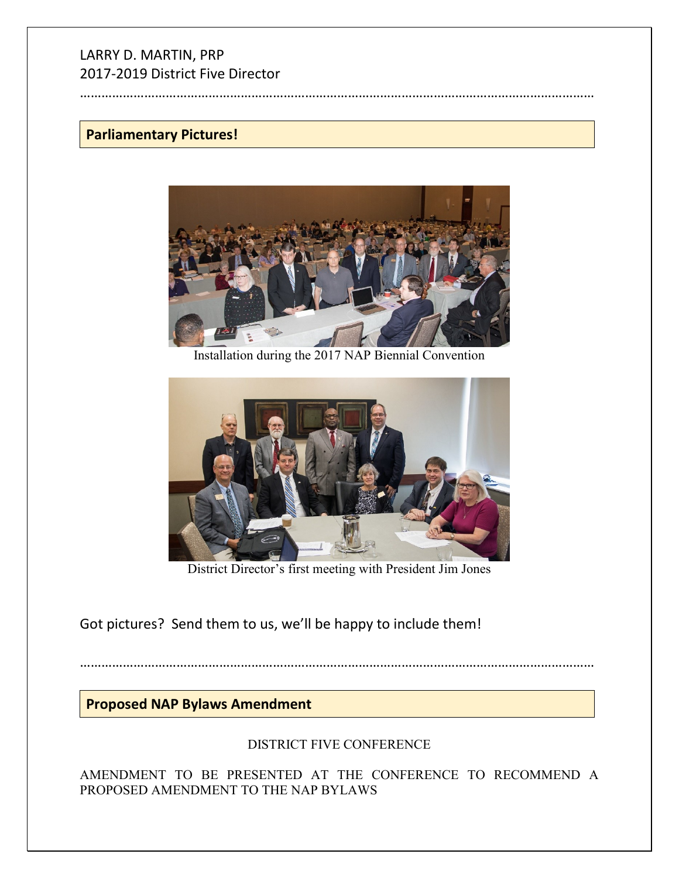LARRY D. MARTIN, PRP
2017-2019 District Five Director

---

## Parliamentary Pictures!

Installation during the 2017 NAP Biennial Convention

District Director's first meeting with President Jim Jones

Got pictures? Send them to us, we'll be happy to include them!

---

## Proposed NAP Bylaws Amendment

DISTRICT FIVE CONFERENCE

AMENDMENT TO BE PRESENTED AT THE CONFERENCE TO RECOMMEND A PROPOSED AMENDMENT TO THE NAP BYLAWS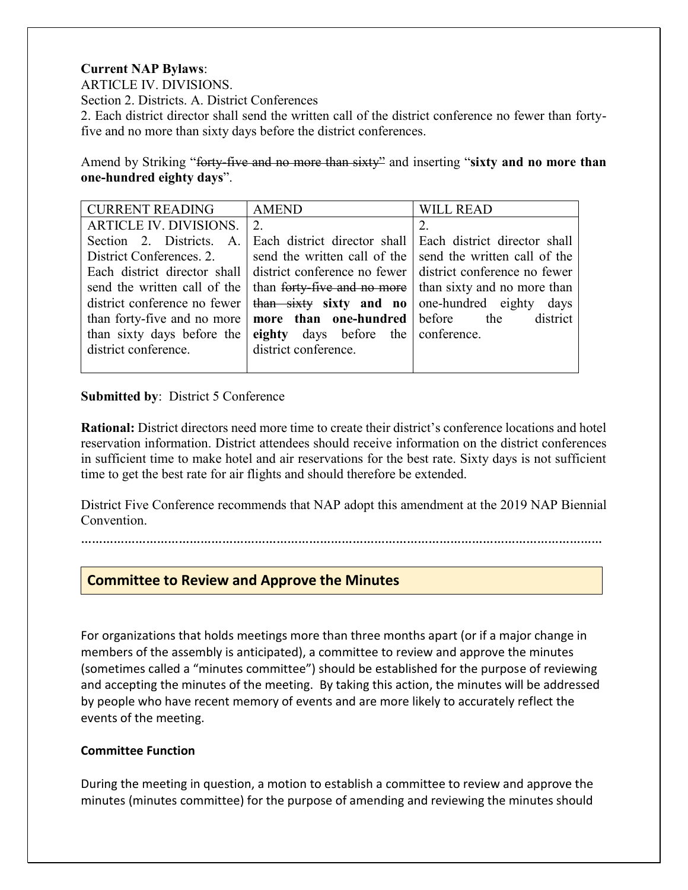**Current NAP Bylaws**:
ARTICLE IV. DIVISIONS.
Section 2. Districts. A. District Conferences
2. Each district director shall send the written call of the district conference no fewer than forty-five and no more than sixty days before the district conferences.

Amend by Striking "~~forty-five and no more than sixty~~" and inserting "**sixty and no more than one-hundred eighty days**".

| CURRENT READING | AMEND | WILL READ |
|---|---|---|
| ARTICLE IV. DIVISIONS. Section 2. Districts. A. District Conferences. 2. Each district director shall send the written call of the district conference no fewer than forty-five and no more than sixty days before the district conference. | 2. Each district director shall send the written call of the district conference no fewer than ~~forty-five and no more than sixty~~ **sixty and no more than one-hundred eighty** days before the district conference. | 2. Each district director shall send the written call of the district conference no fewer than sixty and no more than one-hundred eighty days before the district conference. |

**Submitted by**: District 5 Conference

**Rational:** District directors need more time to create their district's conference locations and hotel reservation information. District attendees should receive information on the district conferences in sufficient time to make hotel and air reservations for the best rate. Sixty days is not sufficient time to get the best rate for air flights and should therefore be extended.

District Five Conference recommends that NAP adopt this amendment at the 2019 NAP Biennial Convention.

.......................................................................................................................................

## Committee to Review and Approve the Minutes

For organizations that holds meetings more than three months apart (or if a major change in members of the assembly is anticipated), a committee to review and approve the minutes (sometimes called a "minutes committee") should be established for the purpose of reviewing and accepting the minutes of the meeting. By taking this action, the minutes will be addressed by people who have recent memory of events and are more likely to accurately reflect the events of the meeting.

### Committee Function

During the meeting in question, a motion to establish a committee to review and approve the minutes (minutes committee) for the purpose of amending and reviewing the minutes should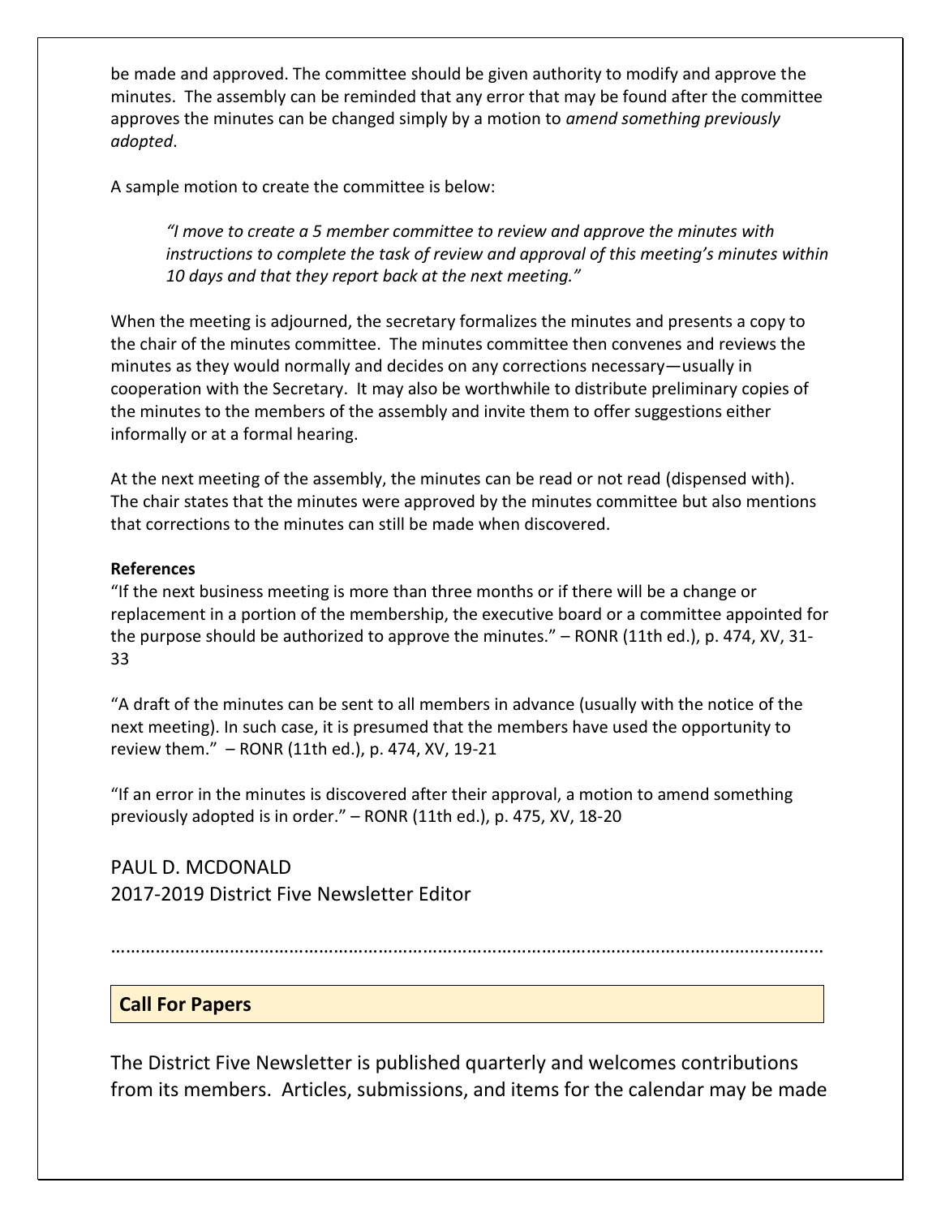be made and approved. The committee should be given authority to modify and approve the minutes. The assembly can be reminded that any error that may be found after the committee approves the minutes can be changed simply by a motion to *amend something previously adopted*.

A sample motion to create the committee is below:

> *"I move to create a 5 member committee to review and approve the minutes with instructions to complete the task of review and approval of this meeting's minutes within 10 days and that they report back at the next meeting."*

When the meeting is adjourned, the secretary formalizes the minutes and presents a copy to the chair of the minutes committee. The minutes committee then convenes and reviews the minutes as they would normally and decides on any corrections necessary—usually in cooperation with the Secretary. It may also be worthwhile to distribute preliminary copies of the minutes to the members of the assembly and invite them to offer suggestions either informally or at a formal hearing.

At the next meeting of the assembly, the minutes can be read or not read (dispensed with). The chair states that the minutes were approved by the minutes committee but also mentions that corrections to the minutes can still be made when discovered.

**References**

"If the next business meeting is more than three months or if there will be a change or replacement in a portion of the membership, the executive board or a committee appointed for the purpose should be authorized to approve the minutes." – RONR (11th ed.), p. 474, XV, 31-33

"A draft of the minutes can be sent to all members in advance (usually with the notice of the next meeting). In such case, it is presumed that the members have used the opportunity to review them." – RONR (11th ed.), p. 474, XV, 19-21

"If an error in the minutes is discovered after their approval, a motion to amend something previously adopted is in order." – RONR (11th ed.), p. 475, XV, 18-20

PAUL D. MCDONALD
2017-2019 District Five Newsletter Editor

………………………………………………………………………………………………………………………………

## Call For Papers

The District Five Newsletter is published quarterly and welcomes contributions from its members. Articles, submissions, and items for the calendar may be made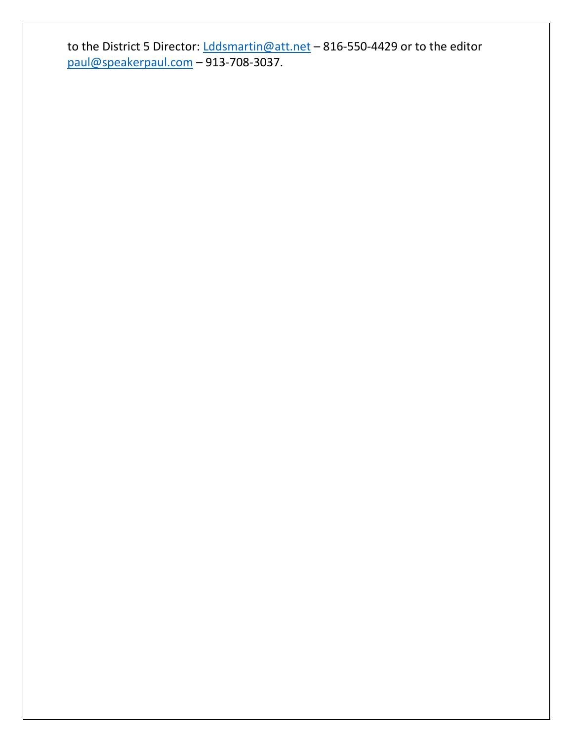to the District 5 Director: Lddsmartin@att.net – 816-550-4429 or to the editor paul@speakerpaul.com – 913-708-3037.